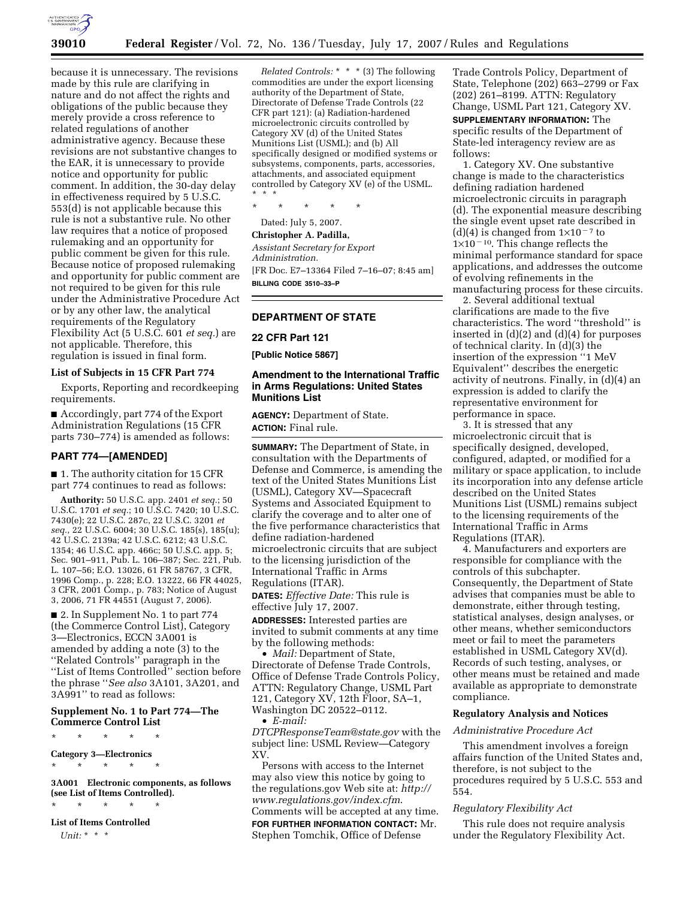because it is unnecessary. The revisions made by this rule are clarifying in nature and do not affect the rights and obligations of the public because they merely provide a cross reference to related regulations of another administrative agency. Because these revisions are not substantive changes to the EAR, it is unnecessary to provide notice and opportunity for public comment. In addition, the 30-day delay in effectiveness required by 5 U.S.C. 553(d) is not applicable because this rule is not a substantive rule. No other law requires that a notice of proposed rulemaking and an opportunity for public comment be given for this rule. Because notice of proposed rulemaking and opportunity for public comment are not required to be given for this rule under the Administrative Procedure Act or by any other law, the analytical requirements of the Regulatory Flexibility Act (5 U.S.C. 601 *et seq.*) are not applicable. Therefore, this regulation is issued in final form.

**List of Subjects in 15 CFR Part 774**

Exports, Reporting and recordkeeping requirements.

■ Accordingly, part 774 of the Export Administration Regulations (15 CFR parts 730–774) is amended as follows:

## PART 774—[AMENDED]

■ 1. The authority citation for 15 CFR part 774 continues to read as follows:

**Authority:** 50 U.S.C. app. 2401 *et seq.*; 50 U.S.C. 1701 *et seq.*; 10 U.S.C. 7420; 10 U.S.C. 7430(e); 22 U.S.C. 287c, 22 U.S.C. 3201 *et seq.*, 22 U.S.C. 6004; 30 U.S.C. 185(s), 185(u); 42 U.S.C. 2139a; 42 U.S.C. 6212; 43 U.S.C. 1354; 46 U.S.C. app. 466c; 50 U.S.C. app. 5; Sec. 901–911, Pub. L. 106–387; Sec. 221, Pub. L. 107–56; E.O. 13026, 61 FR 58767, 3 CFR, 1996 Comp., p. 228; E.O. 13222, 66 FR 44025, 3 CFR, 2001 Comp., p. 783; Notice of August 3, 2006, 71 FR 44551 (August 7, 2006).

■ 2. In Supplement No. 1 to part 774 (the Commerce Control List), Category 3—Electronics, ECCN 3A001 is amended by adding a note (3) to the "Related Controls" paragraph in the "List of Items Controlled" section before the phrase "*See also* 3A101, 3A201, and 3A991" to read as follows:

**Supplement No. 1 to Part 774—The Commerce Control List**

\* \* \* \* \*

**Category 3—Electronics**

\* \* \* \* \*

**3A001 Electronic components, as follows (see List of Items Controlled).**

\* \* \* \* \*

**List of Items Controlled**

*Unit:* \* \* \*

*Related Controls:* \* \* \* (3) The following commodities are under the export licensing authority of the Department of State, Directorate of Defense Trade Controls (22 CFR part 121): (a) Radiation-hardened microelectronic circuits controlled by Category XV (d) of the United States Munitions List (USML); and (b) All specifically designed or modified systems or subsystems, components, parts, accessories, attachments, and associated equipment controlled by Category XV (e) of the USML. \* \* \*

\* \* \* \* \*

Dated: July 5, 2007.

**Christopher A. Padilla,**

*Assistant Secretary for Export Administration.*

[FR Doc. E7–13364 Filed 7–16–07; 8:45 am]

**BILLING CODE 3510–33–P**

## DEPARTMENT OF STATE

### 22 CFR Part 121

**[Public Notice 5867]**

### Amendment to the International Traffic in Arms Regulations: United States Munitions List

**AGENCY:** Department of State.

**ACTION:** Final rule.

**SUMMARY:** The Department of State, in consultation with the Departments of Defense and Commerce, is amending the text of the United States Munitions List (USML), Category XV—Spacecraft Systems and Associated Equipment to clarify the coverage and to alter one of the five performance characteristics that define radiation-hardened microelectronic circuits that are subject to the licensing jurisdiction of the International Traffic in Arms Regulations (ITAR).

**DATES:** *Effective Date:* This rule is effective July 17, 2007.

**ADDRESSES:** Interested parties are invited to submit comments at any time by the following methods:

- *Mail:* Department of State, Directorate of Defense Trade Controls, Office of Defense Trade Controls Policy, ATTN: Regulatory Change, USML Part 121, Category XV, 12th Floor, SA–1, Washington DC 20522–0112.
- *E-mail: DTCPResponseTeam@state.gov* with the subject line: USML Review—Category XV.

Persons with access to the Internet may also view this notice by going to the regulations.gov Web site at: *http://www.regulations.gov/index.cfm*. Comments will be accepted at any time.

**FOR FURTHER INFORMATION CONTACT:** Mr. Stephen Tomchik, Office of Defense Trade Controls Policy, Department of State, Telephone (202) 663–2799 or Fax (202) 261–8199. ATTN: Regulatory Change, USML Part 121, Category XV.

**SUPPLEMENTARY INFORMATION:** The specific results of the Department of State-led interagency review are as follows:

1. Category XV. One substantive change is made to the characteristics defining radiation hardened microelectronic circuits in paragraph (d). The exponential measure describing the single event upset rate described in (d)(4) is changed from $1{\times}10^{-7}$ to $1{\times}10^{-10}$. This change reflects the minimal performance standard for space applications, and addresses the outcome of evolving refinements in the manufacturing process for these circuits.

2. Several additional textual clarifications are made to the five characteristics. The word "threshold" is inserted in (d)(2) and (d)(4) for purposes of technical clarity. In (d)(3) the insertion of the expression "1 MeV Equivalent" describes the energetic activity of neutrons. Finally, in (d)(4) an expression is added to clarify the representative environment for performance in space.

3. It is stressed that any microelectronic circuit that is specifically designed, developed, configured, adapted, or modified for a military or space application, to include its incorporation into any defense article described on the United States Munitions List (USML) remains subject to the licensing requirements of the International Traffic in Arms Regulations (ITAR).

4. Manufacturers and exporters are responsible for compliance with the controls of this subchapter. Consequently, the Department of State advises that companies must be able to demonstrate, either through testing, statistical analyses, design analyses, or other means, whether semiconductors meet or fail to meet the parameters established in USML Category XV(d). Records of such testing, analyses, or other means must be retained and made available as appropriate to demonstrate compliance.

**Regulatory Analysis and Notices**

*Administrative Procedure Act*

This amendment involves a foreign affairs function of the United States and, therefore, is not subject to the procedures required by 5 U.S.C. 553 and 554.

*Regulatory Flexibility Act*

This rule does not require analysis under the Regulatory Flexibility Act.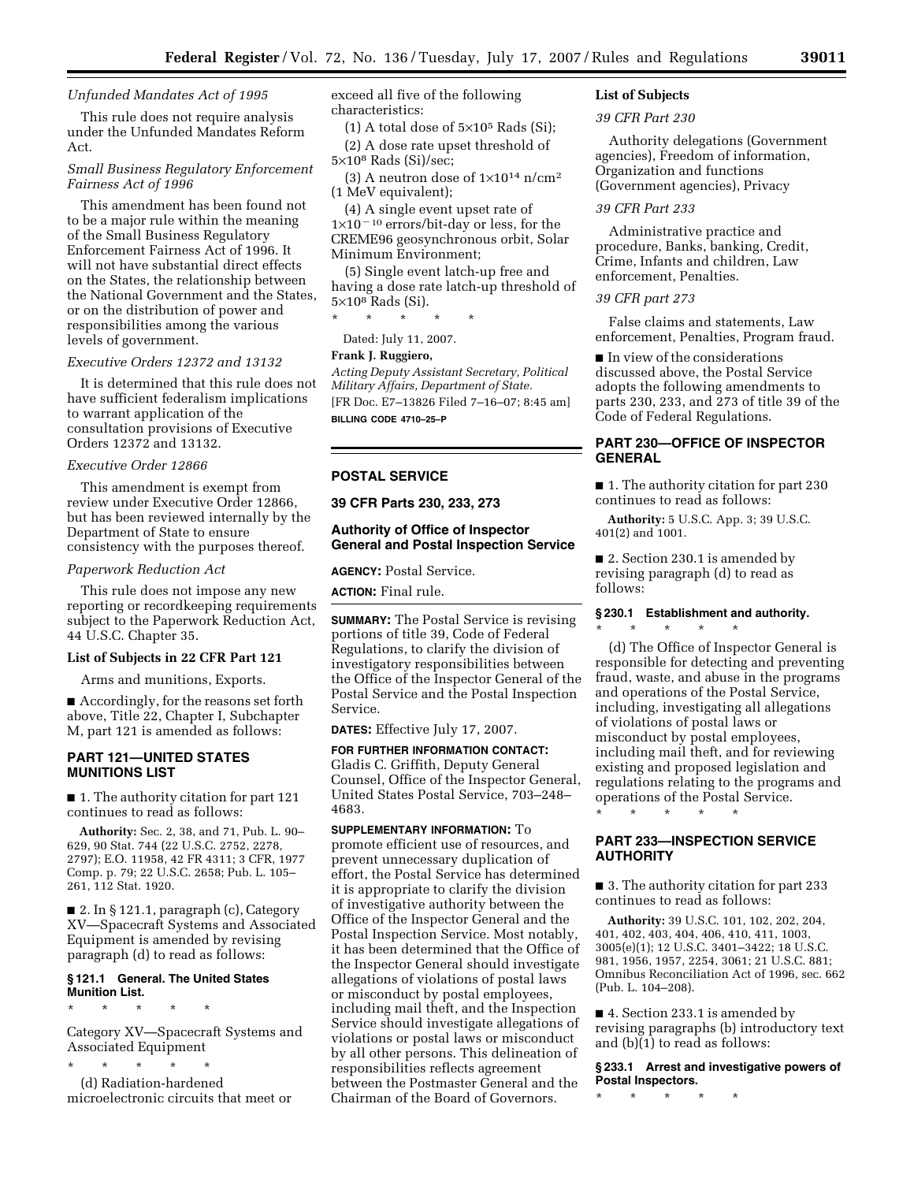*Unfunded Mandates Act of 1995*

This rule does not require analysis under the Unfunded Mandates Reform Act.

*Small Business Regulatory Enforcement Fairness Act of 1996*

This amendment has been found not to be a major rule within the meaning of the Small Business Regulatory Enforcement Fairness Act of 1996. It will not have substantial direct effects on the States, the relationship between the National Government and the States, or on the distribution of power and responsibilities among the various levels of government.

*Executive Orders 12372 and 13132*

It is determined that this rule does not have sufficient federalism implications to warrant application of the consultation provisions of Executive Orders 12372 and 13132.

*Executive Order 12866*

This amendment is exempt from review under Executive Order 12866, but has been reviewed internally by the Department of State to ensure consistency with the purposes thereof.

*Paperwork Reduction Act*

This rule does not impose any new reporting or recordkeeping requirements subject to the Paperwork Reduction Act, 44 U.S.C. Chapter 35.

**List of Subjects in 22 CFR Part 121**

Arms and munitions, Exports.

■ Accordingly, for the reasons set forth above, Title 22, Chapter I, Subchapter M, part 121 is amended as follows:

## PART 121—UNITED STATES MUNITIONS LIST

■ 1. The authority citation for part 121 continues to read as follows:

**Authority:** Sec. 2, 38, and 71, Pub. L. 90–629, 90 Stat. 744 (22 U.S.C. 2752, 2278, 2797); E.O. 11958, 42 FR 4311; 3 CFR, 1977 Comp. p. 79; 22 U.S.C. 2658; Pub. L. 105–261, 112 Stat. 1920.

■ 2. In § 121.1, paragraph (c), Category XV—Spacecraft Systems and Associated Equipment is amended by revising paragraph (d) to read as follows:

### § 121.1 General. The United States Munition List.

\* \* \* \* \*

Category XV—Spacecraft Systems and Associated Equipment

\* \* \* \* \*

(d) Radiation-hardened microelectronic circuits that meet or exceed all five of the following characteristics:

(1) A total dose of $5\times10^5$ Rads (Si);

(2) A dose rate upset threshold of $5\times10^8$ Rads (Si)/sec;

(3) A neutron dose of $1\times10^{14}$ n/cm$^2$ (1 MeV equivalent);

(4) A single event upset rate of $1\times10^{-10}$ errors/bit-day or less, for the CREME96 geosynchronous orbit, Solar Minimum Environment;

(5) Single event latch-up free and having a dose rate latch-up threshold of $5\times10^8$ Rads (Si).

\* \* \* \* \*

Dated: July 11, 2007.

**Frank J. Ruggiero,**

*Acting Deputy Assistant Secretary, Political Military Affairs, Department of State.*

[FR Doc. E7–13826 Filed 7–16–07; 8:45 am]

**BILLING CODE 4710–25–P**

## POSTAL SERVICE

### 39 CFR Parts 230, 233, 273

### Authority of Office of Inspector General and Postal Inspection Service

**AGENCY:** Postal Service.

**ACTION:** Final rule.

**SUMMARY:** The Postal Service is revising portions of title 39, Code of Federal Regulations, to clarify the division of investigatory responsibilities between the Office of the Inspector General of the Postal Service and the Postal Inspection Service.

**DATES:** Effective July 17, 2007.

**FOR FURTHER INFORMATION CONTACT:** Gladis C. Griffith, Deputy General Counsel, Office of the Inspector General, United States Postal Service, 703–248–4683.

**SUPPLEMENTARY INFORMATION:** To promote efficient use of resources, and prevent unnecessary duplication of effort, the Postal Service has determined it is appropriate to clarify the division of investigative authority between the Office of the Inspector General and the Postal Inspection Service. Most notably, it has been determined that the Office of the Inspector General should investigate allegations of violations of postal laws or misconduct by postal employees, including mail theft, and the Inspection Service should investigate allegations of violations or postal laws or misconduct by all other persons. This delineation of responsibilities reflects agreement between the Postmaster General and the Chairman of the Board of Governors.

**List of Subjects**

*39 CFR Part 230*

Authority delegations (Government agencies), Freedom of information, Organization and functions (Government agencies), Privacy

*39 CFR Part 233*

Administrative practice and procedure, Banks, banking, Credit, Crime, Infants and children, Law enforcement, Penalties.

*39 CFR part 273*

False claims and statements, Law enforcement, Penalties, Program fraud.

■ In view of the considerations discussed above, the Postal Service adopts the following amendments to parts 230, 233, and 273 of title 39 of the Code of Federal Regulations.

## PART 230—OFFICE OF INSPECTOR GENERAL

■ 1. The authority citation for part 230 continues to read as follows:

**Authority:** 5 U.S.C. App. 3; 39 U.S.C. 401(2) and 1001.

■ 2. Section 230.1 is amended by revising paragraph (d) to read as follows:

### § 230.1 Establishment and authority.

\* \* \* \* \*

(d) The Office of Inspector General is responsible for detecting and preventing fraud, waste, and abuse in the programs and operations of the Postal Service, including, investigating all allegations of violations of postal laws or misconduct by postal employees, including mail theft, and for reviewing existing and proposed legislation and regulations relating to the programs and operations of the Postal Service.

\* \* \* \* \*

## PART 233—INSPECTION SERVICE AUTHORITY

■ 3. The authority citation for part 233 continues to read as follows:

**Authority:** 39 U.S.C. 101, 102, 202, 204, 401, 402, 403, 404, 406, 410, 411, 1003, 3005(e)(1); 12 U.S.C. 3401–3422; 18 U.S.C. 981, 1956, 1957, 2254, 3061; 21 U.S.C. 881; Omnibus Reconciliation Act of 1996, sec. 662 (Pub. L. 104–208).

■ 4. Section 233.1 is amended by revising paragraphs (b) introductory text and (b)(1) to read as follows:

### § 233.1 Arrest and investigative powers of Postal Inspectors.

\* \* \* \* \*